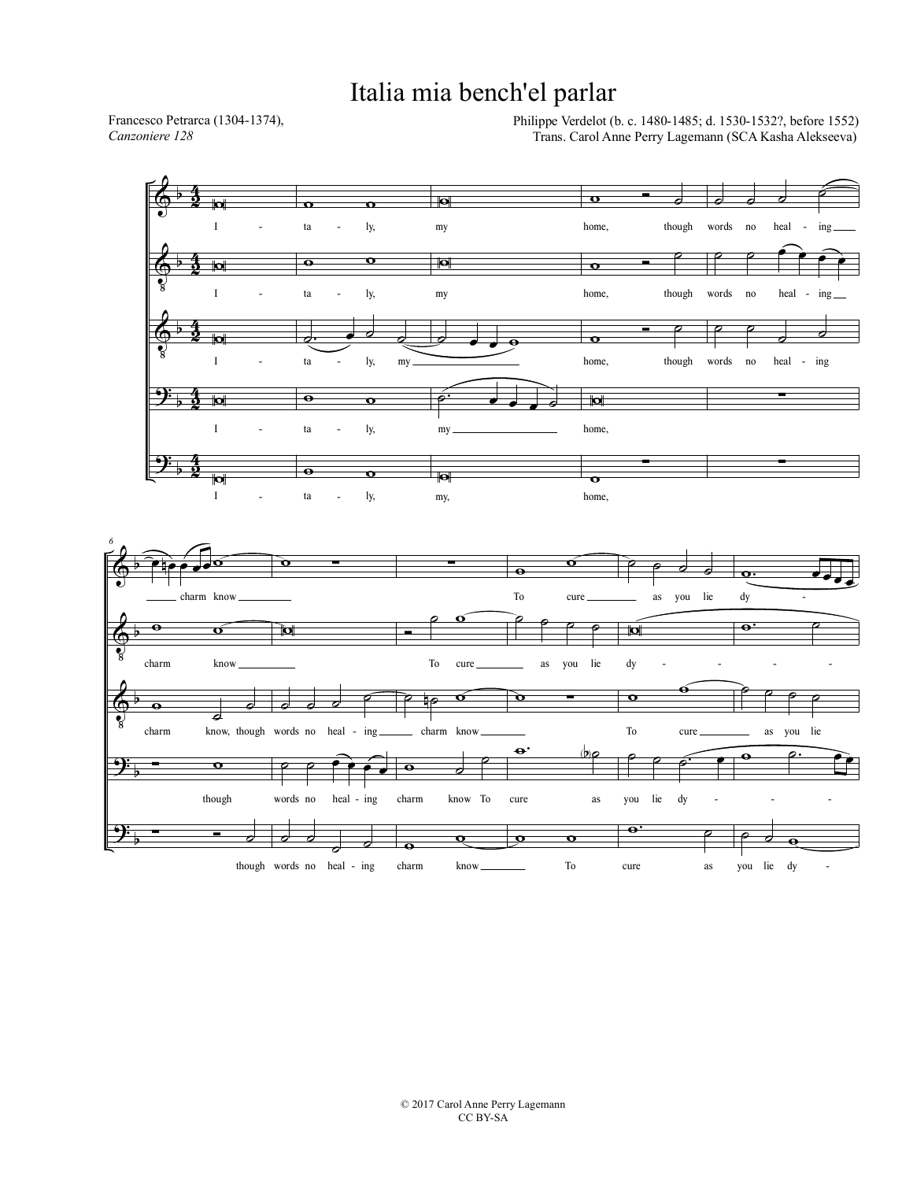# Italia mia bench'el parlar

Francesco Petrarca (1304-1374),
*Canzoniere 128*

Philippe Verdelot (b. c. 1480-1485; d. 1530-1532?, before 1552)
Trans. Carol Anne Perry Lagemann (SCA Kasha Alekseeva)

© 2017 Carol Anne Perry Lagemann
CC BY-SA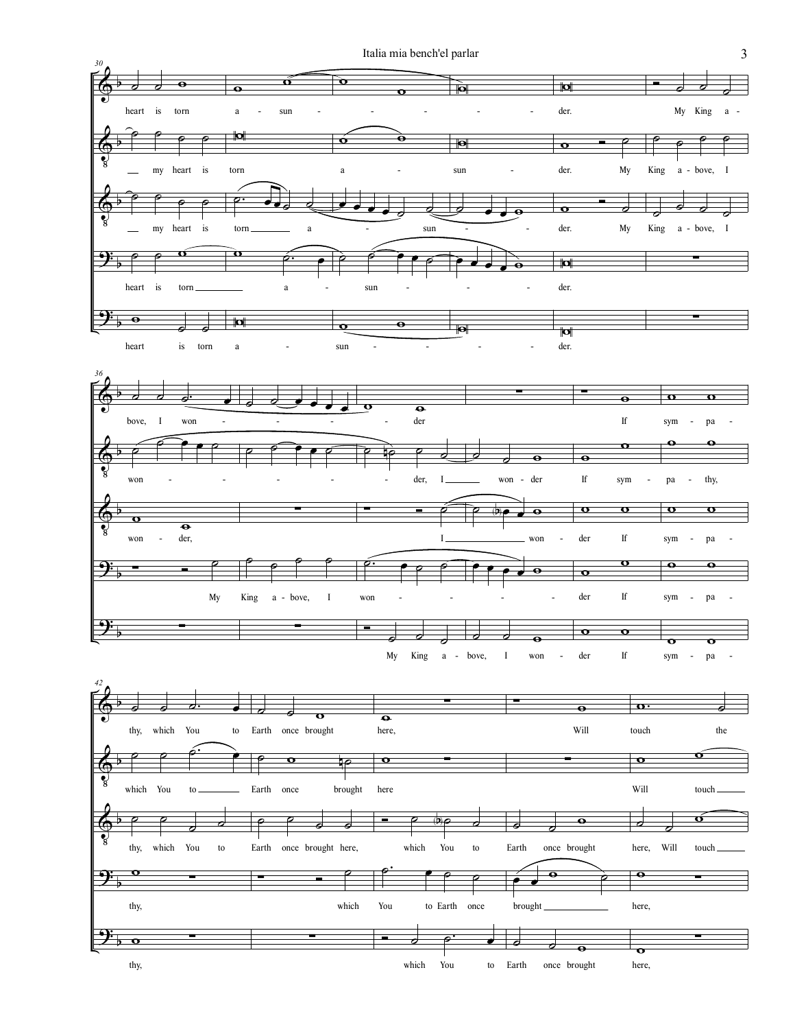30

heart is torn a - sun - - - - - - der. My King a -

my heart is torn a - sun - der. My King a - bove, I

my heart is torn a - sun - - der. My King a - bove, I

heart is torn a - sun - - - der.

heart is torn a - sun - - - der.

36

bove, I won - - - - der If sym - pa -

won - - - - - der, I won - der If sym - pa - thy,

won - der, I won - der If sym - pa -

My King a - bove, I won - - - der If sym - pa -

My King a - bove, I won - der If sym - pa -

42

thy, which You to Earth once brought here, Will touch the

which You to Earth once brought here Will touch

thy, which You to Earth once brought here, which You to Earth once brought here, Will touch

thy, which You to Earth once brought here,

thy, which You to Earth once brought here,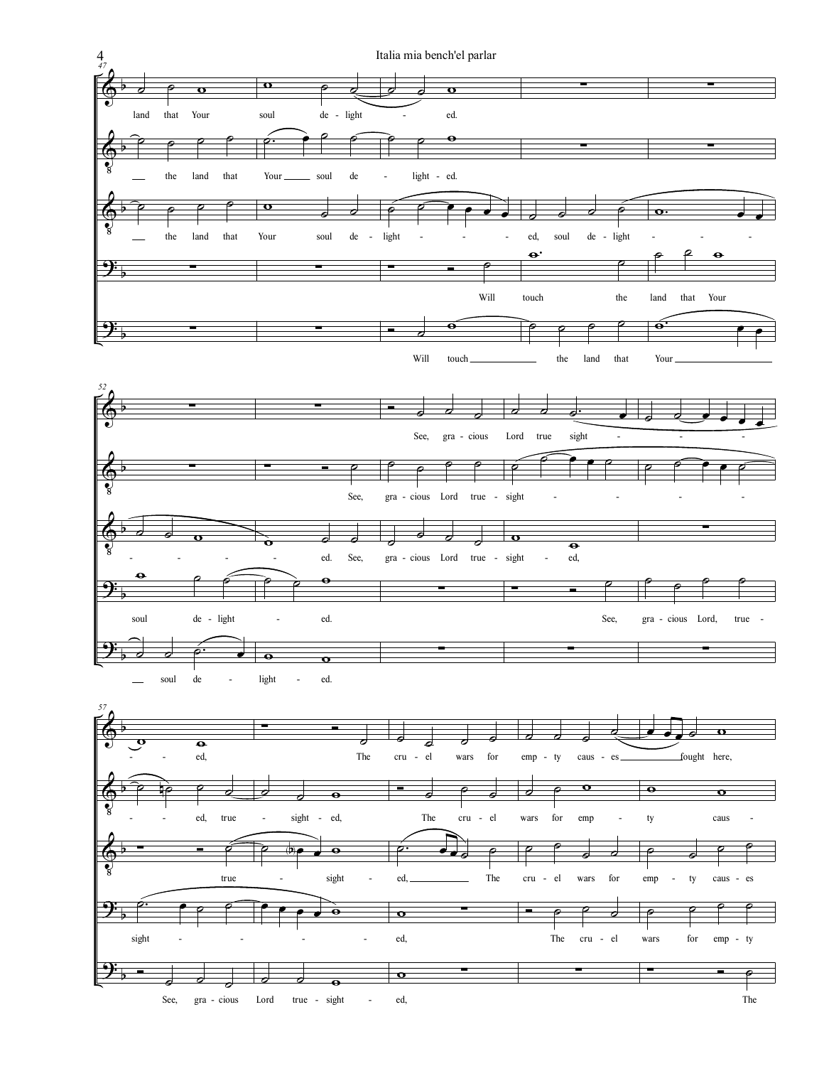47

land that Your soul de - light - ed.

the land that Your soul de - light - ed.

the land that Your soul de - light - ed, soul de - light - - - -

Will touch the land that Your

Will touch the land that Your

52

See, gra - cious Lord true sight - - - -

See, gra - cious Lord true - sight - - - -

- - - - ed. See, gra - cious Lord true - sight - ed,

soul de - light - ed. See, gra - cious Lord, true -

soul de - light - ed.

57

- - ed, The cru - el wars for emp - ty caus - es fought here,

- - ed, true - sight - ed, The cru - el wars for emp - ty caus -

true - sight - ed, The cru - el wars for emp - ty caus - es

sight - - - - ed, The cru - el wars for emp - ty

See, gra - cious Lord true - sight - ed, The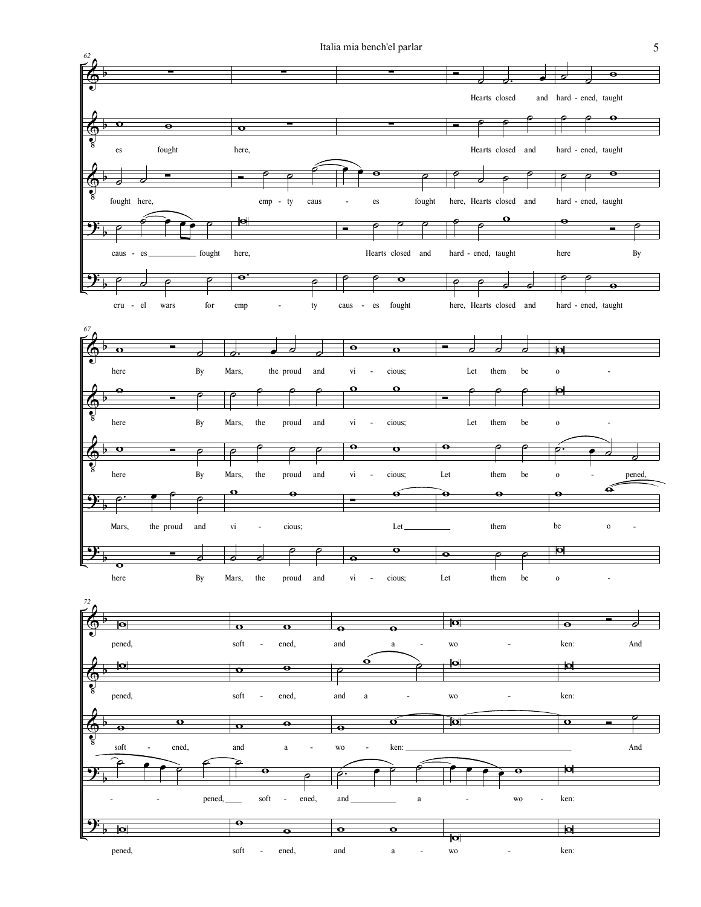**62**

Hearts closed and hard - ened, taught

es fought here, Hearts closed and hard - ened, taught

fought here, emp - ty caus - es fought here, Hearts closed and hard - ened, taught

caus - es fought here, Hearts closed and hard - ened, taught here By

cru - el wars for emp - ty caus - es fought here, Hearts closed and hard - ened, taught

**67**

here By Mars, the proud and vi - cious; Let them be o -

here By Mars, the proud and vi - cious; Let them be o -

here By Mars, the proud and vi - cious; Let them be o - pened,

Mars, the proud and vi - cious; Let them be o -

here By Mars, the proud and vi - cious; Let them be o -

**72**

pened, soft - ened, and a - wo - ken: And

pened, soft - ened, and a - wo - ken:

soft - ened, and a - wo - ken: And

- - pened, soft - ened, and a - wo - ken:

pened, soft - ened, and a - wo - ken: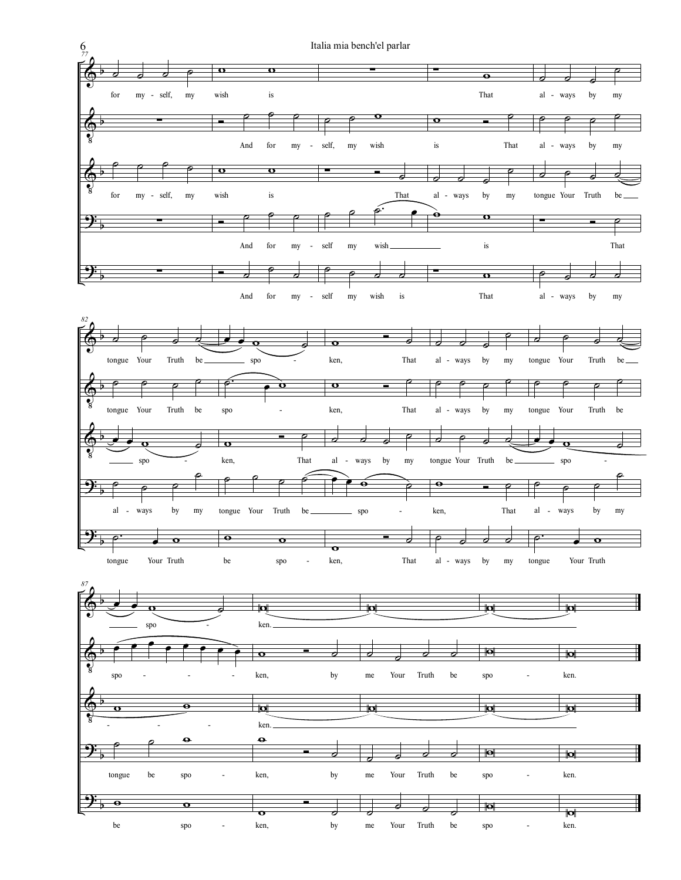77

for my - self, my wish is That al - ways by my

And for my - self, my wish is That al - ways by my

for my - self, my wish is That al - ways by my tongue Your Truth be

And for my - self my wish is That

And for my - self my wish is That al - ways by my

82

tongue Your Truth be spo - ken, That al - ways by my tongue Your Truth be

tongue Your Truth be spo - ken, That al - ways by my tongue Your Truth be

spo - ken, That al - ways by my tongue Your Truth be spo -

al - ways by my tongue Your Truth be spo - ken, That al - ways by my

tongue Your Truth be spo - ken, That al - ways by my tongue Your Truth

87

spo - ken.

spo - - - ken, by me Your Truth be spo - ken.

- - - ken.

tongue be spo - ken, by me Your Truth be spo - ken.

be spo - ken, by me Your Truth be spo - ken.